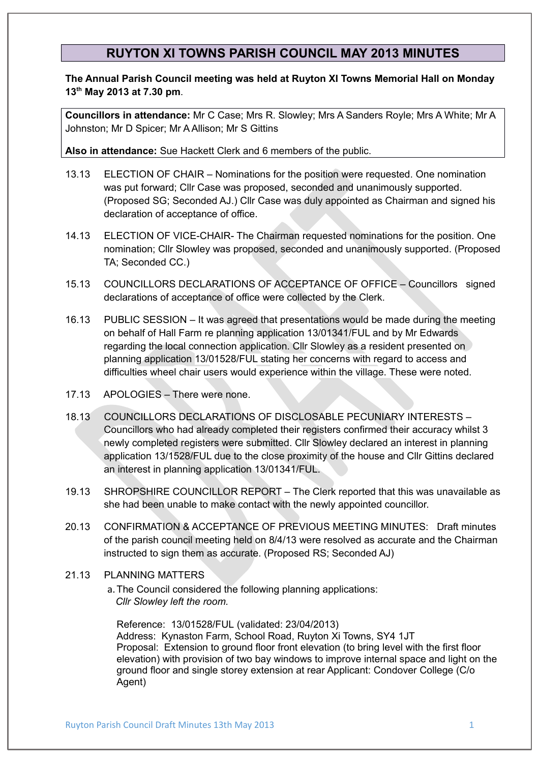# RUYTON XI TOWNS PARISH COUNCIL MAY 2013 MINUTES

**The Annual Parish Council meeting was held at Ruyton XI Towns Memorial Hall on Monday 13th May 2013 at 7.30 pm**.

**Councillors in attendance:** Mr C Case; Mrs R. Slowley; Mrs A Sanders Royle; Mrs A White; Mr A Johnston; Mr D Spicer; Mr A Allison; Mr S Gittins

**Also in attendance:** Sue Hackett Clerk and 6 members of the public.

13.13 ELECTION OF CHAIR – Nominations for the position were requested. One nomination was put forward; Cllr Case was proposed, seconded and unanimously supported. (Proposed SG; Seconded AJ.) Cllr Case was duly appointed as Chairman and signed his declaration of acceptance of office.

14.13 ELECTION OF VICE-CHAIR- The Chairman requested nominations for the position. One nomination; Cllr Slowley was proposed, seconded and unanimously supported. (Proposed TA; Seconded CC.)

15.13 COUNCILLORS DECLARATIONS OF ACCEPTANCE OF OFFICE – Councillors signed declarations of acceptance of office were collected by the Clerk.

16.13 PUBLIC SESSION – It was agreed that presentations would be made during the meeting on behalf of Hall Farm re planning application 13/01341/FUL and by Mr Edwards regarding the local connection application. Cllr Slowley as a resident presented on planning application 13/01528/FUL stating her concerns with regard to access and difficulties wheel chair users would experience within the village. These were noted.

17.13 APOLOGIES – There were none.

18.13 COUNCILLORS DECLARATIONS OF DISCLOSABLE PECUNIARY INTERESTS – Councillors who had already completed their registers confirmed their accuracy whilst 3 newly completed registers were submitted. Cllr Slowley declared an interest in planning application 13/1528/FUL due to the close proximity of the house and Cllr Gittins declared an interest in planning application 13/01341/FUL.

19.13 SHROPSHIRE COUNCILLOR REPORT – The Clerk reported that this was unavailable as she had been unable to make contact with the newly appointed councillor.

20.13 CONFIRMATION & ACCEPTANCE OF PREVIOUS MEETING MINUTES: Draft minutes of the parish council meeting held on 8/4/13 were resolved as accurate and the Chairman instructed to sign them as accurate. (Proposed RS; Seconded AJ)

21.13 PLANNING MATTERS

a. The Council considered the following planning applications:
*Cllr Slowley left the room.*

Reference: 13/01528/FUL (validated: 23/04/2013)
Address: Kynaston Farm, School Road, Ruyton Xi Towns, SY4 1JT
Proposal: Extension to ground floor front elevation (to bring level with the first floor elevation) with provision of two bay windows to improve internal space and light on the ground floor and single storey extension at rear Applicant: Condover College (C/o Agent)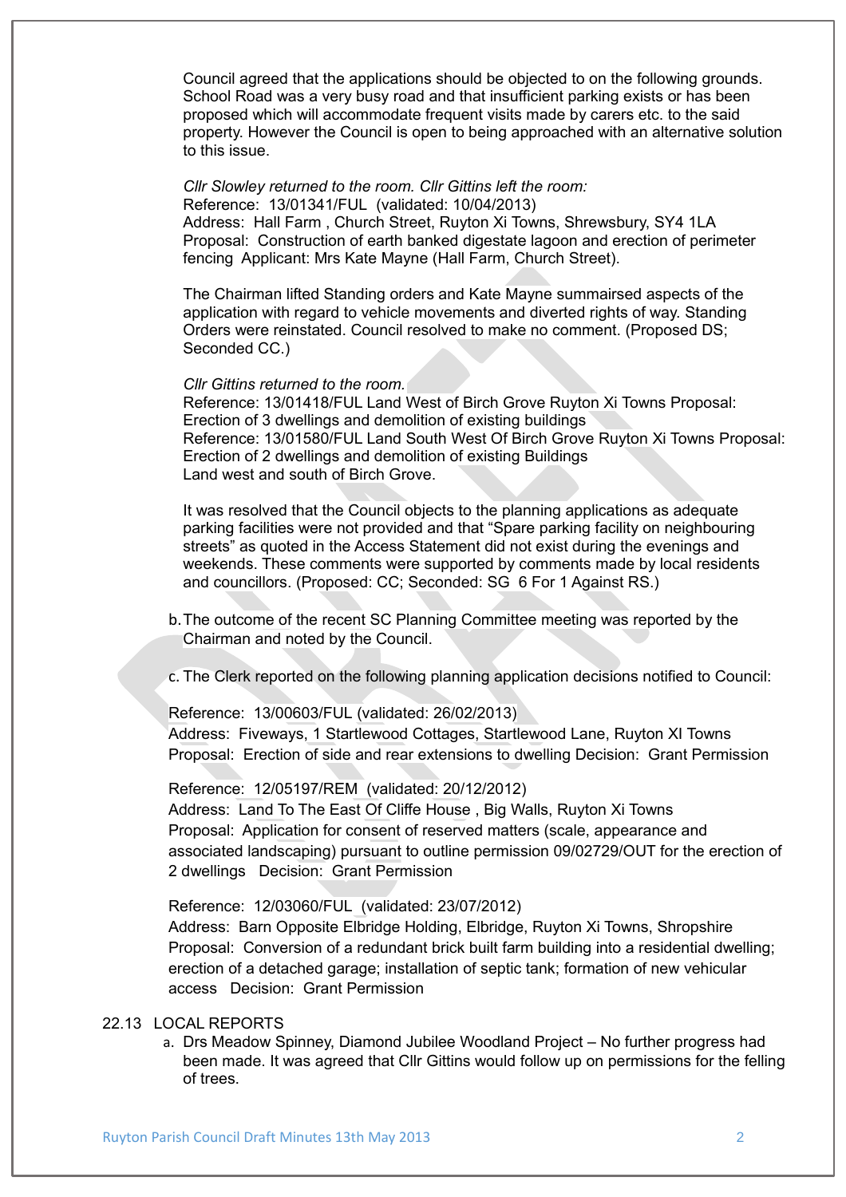Council agreed that the applications should be objected to on the following grounds. School Road was a very busy road and that insufficient parking exists or has been proposed which will accommodate frequent visits made by carers etc. to the said property. However the Council is open to being approached with an alternative solution to this issue.

*Cllr Slowley returned to the room. Cllr Gittins left the room:*
Reference: 13/01341/FUL (validated: 10/04/2013)
Address: Hall Farm , Church Street, Ruyton Xi Towns, Shrewsbury, SY4 1LA
Proposal: Construction of earth banked digestate lagoon and erection of perimeter fencing Applicant: Mrs Kate Mayne (Hall Farm, Church Street).

The Chairman lifted Standing orders and Kate Mayne summairsed aspects of the application with regard to vehicle movements and diverted rights of way. Standing Orders were reinstated. Council resolved to make no comment. (Proposed DS; Seconded CC.)

*Cllr Gittins returned to the room.*
Reference: 13/01418/FUL Land West of Birch Grove Ruyton Xi Towns Proposal: Erection of 3 dwellings and demolition of existing buildings
Reference: 13/01580/FUL Land South West Of Birch Grove Ruyton Xi Towns Proposal: Erection of 2 dwellings and demolition of existing Buildings
Land west and south of Birch Grove.

It was resolved that the Council objects to the planning applications as adequate parking facilities were not provided and that "Spare parking facility on neighbouring streets" as quoted in the Access Statement did not exist during the evenings and weekends. These comments were supported by comments made by local residents and councillors. (Proposed: CC; Seconded: SG 6 For 1 Against RS.)

b. The outcome of the recent SC Planning Committee meeting was reported by the Chairman and noted by the Council.

c. The Clerk reported on the following planning application decisions notified to Council:

Reference: 13/00603/FUL (validated: 26/02/2013)
Address: Fiveways, 1 Startlewood Cottages, Startlewood Lane, Ruyton XI Towns
Proposal: Erection of side and rear extensions to dwelling Decision: Grant Permission

Reference: 12/05197/REM (validated: 20/12/2012)
Address: Land To The East Of Cliffe House , Big Walls, Ruyton Xi Towns
Proposal: Application for consent of reserved matters (scale, appearance and associated landscaping) pursuant to outline permission 09/02729/OUT for the erection of 2 dwellings Decision: Grant Permission

Reference: 12/03060/FUL (validated: 23/07/2012)
Address: Barn Opposite Elbridge Holding, Elbridge, Ruyton Xi Towns, Shropshire
Proposal: Conversion of a redundant brick built farm building into a residential dwelling; erection of a detached garage; installation of septic tank; formation of new vehicular access Decision: Grant Permission

22.13 LOCAL REPORTS

a. Drs Meadow Spinney, Diamond Jubilee Woodland Project – No further progress had been made. It was agreed that Cllr Gittins would follow up on permissions for the felling of trees.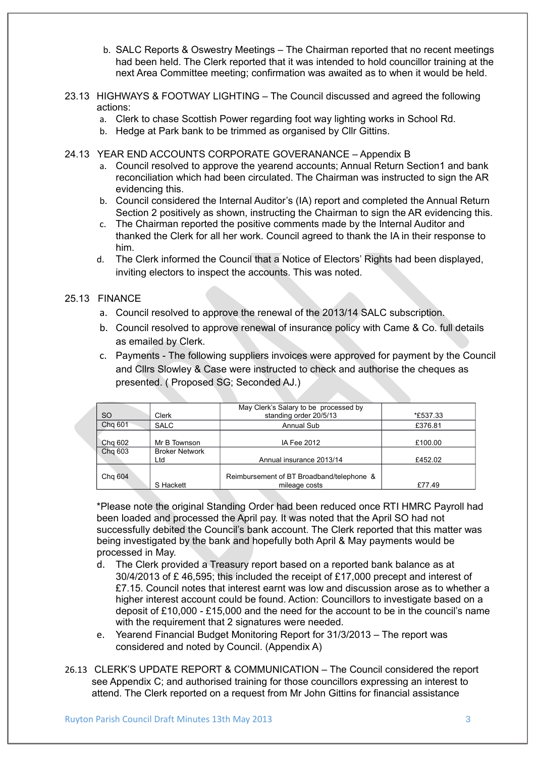b. SALC Reports & Oswestry Meetings – The Chairman reported that no recent meetings had been held. The Clerk reported that it was intended to hold councillor training at the next Area Committee meeting; confirmation was awaited as to when it would be held.

23.13 HIGHWAYS & FOOTWAY LIGHTING – The Council discussed and agreed the following actions:

a. Clerk to chase Scottish Power regarding foot way lighting works in School Rd.
b. Hedge at Park bank to be trimmed as organised by Cllr Gittins.

24.13 YEAR END ACCOUNTS CORPORATE GOVERANANCE – Appendix B

a. Council resolved to approve the yearend accounts; Annual Return Section1 and bank reconciliation which had been circulated. The Chairman was instructed to sign the AR evidencing this.
b. Council considered the Internal Auditor's (IA) report and completed the Annual Return Section 2 positively as shown, instructing the Chairman to sign the AR evidencing this.
c. The Chairman reported the positive comments made by the Internal Auditor and thanked the Clerk for all her work. Council agreed to thank the IA in their response to him.
d. The Clerk informed the Council that a Notice of Electors' Rights had been displayed, inviting electors to inspect the accounts. This was noted.

25.13 FINANCE

a. Council resolved to approve the renewal of the 2013/14 SALC subscription.
b. Council resolved to approve renewal of insurance policy with Came & Co. full details as emailed by Clerk.
c. Payments - The following suppliers invoices were approved for payment by the Council and Cllrs Slowley & Case were instructed to check and authorise the cheques as presented. ( Proposed SG; Seconded AJ.)

| | | | |
|---|---|---|---|
| SO | Clerk | May Clerk's Salary to be processed by standing order 20/5/13 | *£537.33 |
| Chq 601 | SALC | Annual Sub | £376.81 |
| Chq 602 | Mr B Townson | IA Fee 2012 | £100.00 |
| Chq 603 | Broker Network Ltd | Annual insurance 2013/14 | £452.02 |
| Chq 604 | S Hackett | Reimbursement of BT Broadband/telephone & mileage costs | £77.49 |

*Please note the original Standing Order had been reduced once RTI HMRC Payroll had been loaded and processed the April pay. It was noted that the April SO had not successfully debited the Council's bank account. The Clerk reported that this matter was being investigated by the bank and hopefully both April & May payments would be processed in May.

d. The Clerk provided a Treasury report based on a reported bank balance as at 30/4/2013 of £ 46,595; this included the receipt of £17,000 precept and interest of £7.15. Council notes that interest earnt was low and discussion arose as to whether a higher interest account could be found. Action: Councillors to investigate based on a deposit of £10,000 - £15,000 and the need for the account to be in the council's name with the requirement that 2 signatures were needed.
e. Yearend Financial Budget Monitoring Report for 31/3/2013 – The report was considered and noted by Council. (Appendix A)

26.13 CLERK'S UPDATE REPORT & COMMUNICATION – The Council considered the report see Appendix C; and authorised training for those councillors expressing an interest to attend. The Clerk reported on a request from Mr John Gittins for financial assistance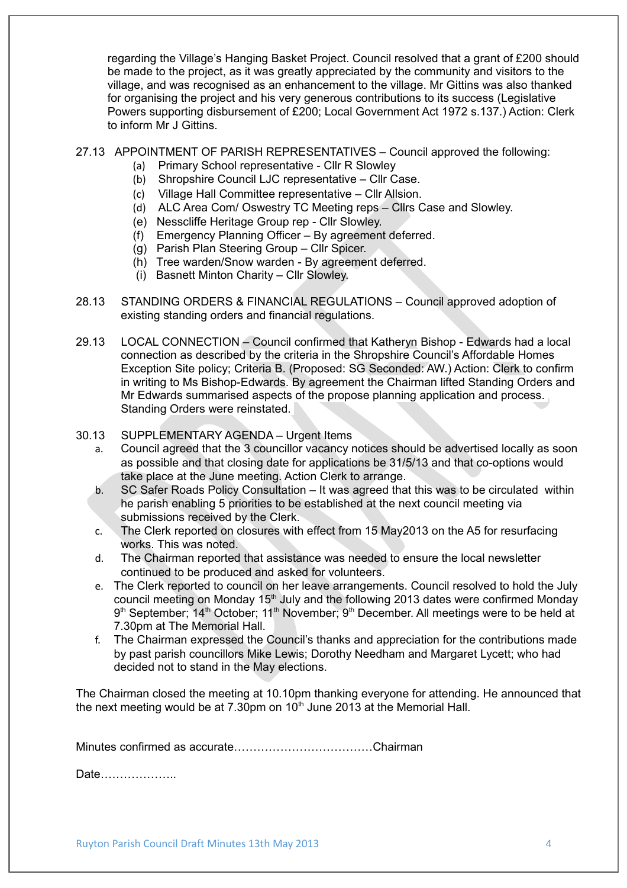regarding the Village's Hanging Basket Project. Council resolved that a grant of £200 should be made to the project, as it was greatly appreciated by the community and visitors to the village, and was recognised as an enhancement to the village. Mr Gittins was also thanked for organising the project and his very generous contributions to its success (Legislative Powers supporting disbursement of £200; Local Government Act 1972 s.137.) Action: Clerk to inform Mr J Gittins.

27.13 APPOINTMENT OF PARISH REPRESENTATIVES – Council approved the following:

(a) Primary School representative - Cllr R Slowley
(b) Shropshire Council LJC representative – Cllr Case.
(c) Village Hall Committee representative – Cllr Allsion.
(d) ALC Area Com/ Oswestry TC Meeting reps – Cllrs Case and Slowley.
(e) Nesscliffe Heritage Group rep - Cllr Slowley.
(f) Emergency Planning Officer – By agreement deferred.
(g) Parish Plan Steering Group – Cllr Spicer.
(h) Tree warden/Snow warden - By agreement deferred.
(i) Basnett Minton Charity – Cllr Slowley.

28.13 STANDING ORDERS & FINANCIAL REGULATIONS – Council approved adoption of existing standing orders and financial regulations.

29.13 LOCAL CONNECTION – Council confirmed that Katheryn Bishop - Edwards had a local connection as described by the criteria in the Shropshire Council's Affordable Homes Exception Site policy; Criteria B. (Proposed: SG Seconded: AW.) Action: Clerk to confirm in writing to Ms Bishop-Edwards. By agreement the Chairman lifted Standing Orders and Mr Edwards summarised aspects of the propose planning application and process. Standing Orders were reinstated.

30.13 SUPPLEMENTARY AGENDA – Urgent Items

a. Council agreed that the 3 councillor vacancy notices should be advertised locally as soon as possible and that closing date for applications be 31/5/13 and that co-options would take place at the June meeting. Action Clerk to arrange.
b. SC Safer Roads Policy Consultation – It was agreed that this was to be circulated within he parish enabling 5 priorities to be established at the next council meeting via submissions received by the Clerk.
c. The Clerk reported on closures with effect from 15 May2013 on the A5 for resurfacing works. This was noted.
d. The Chairman reported that assistance was needed to ensure the local newsletter continued to be produced and asked for volunteers.
e. The Clerk reported to council on her leave arrangements. Council resolved to hold the July council meeting on Monday 15th July and the following 2013 dates were confirmed Monday 9th September; 14th October; 11th November; 9th December. All meetings were to be held at 7.30pm at The Memorial Hall.
f. The Chairman expressed the Council's thanks and appreciation for the contributions made by past parish councillors Mike Lewis; Dorothy Needham and Margaret Lycett; who had decided not to stand in the May elections.

The Chairman closed the meeting at 10.10pm thanking everyone for attending. He announced that the next meeting would be at 7.30pm on 10th June 2013 at the Memorial Hall.

Minutes confirmed as accurate………………………………Chairman

Date………………..